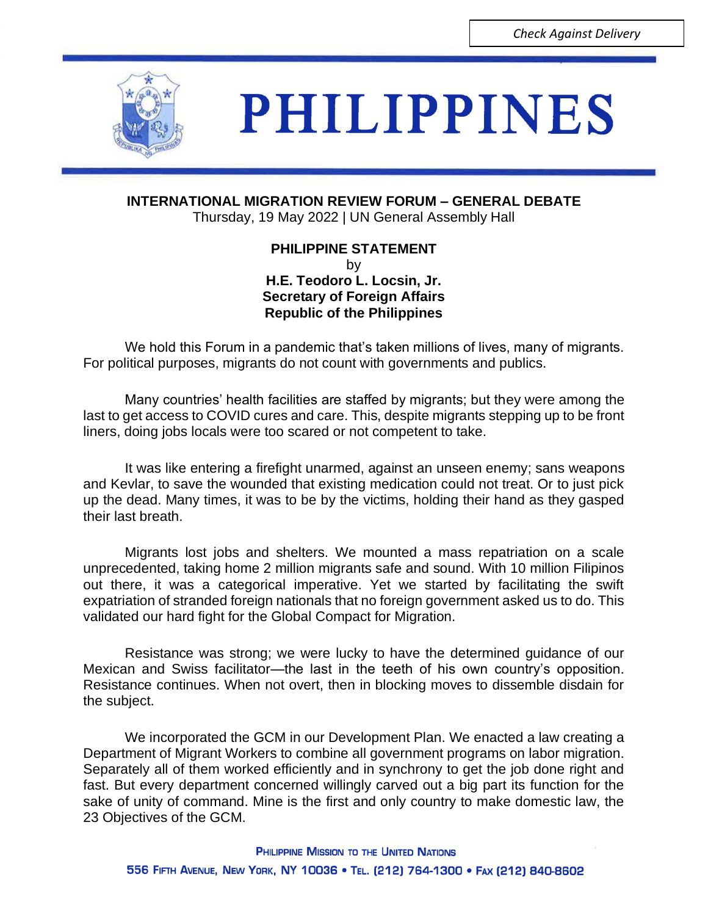*Check Against Delivery*

# PHILIPPINES

**INTERNATIONAL MIGRATION REVIEW FORUM – GENERAL DEBATE**
Thursday, 19 May 2022 | UN General Assembly Hall

**PHILIPPINE STATEMENT**
by
**H.E. Teodoro L. Locsin, Jr.**
**Secretary of Foreign Affairs**
**Republic of the Philippines**

We hold this Forum in a pandemic that's taken millions of lives, many of migrants. For political purposes, migrants do not count with governments and publics.

Many countries' health facilities are staffed by migrants; but they were among the last to get access to COVID cures and care. This, despite migrants stepping up to be front liners, doing jobs locals were too scared or not competent to take.

It was like entering a firefight unarmed, against an unseen enemy; sans weapons and Kevlar, to save the wounded that existing medication could not treat. Or to just pick up the dead. Many times, it was to be by the victims, holding their hand as they gasped their last breath.

Migrants lost jobs and shelters. We mounted a mass repatriation on a scale unprecedented, taking home 2 million migrants safe and sound. With 10 million Filipinos out there, it was a categorical imperative. Yet we started by facilitating the swift expatriation of stranded foreign nationals that no foreign government asked us to do. This validated our hard fight for the Global Compact for Migration.

Resistance was strong; we were lucky to have the determined guidance of our Mexican and Swiss facilitator—the last in the teeth of his own country's opposition. Resistance continues. When not overt, then in blocking moves to dissemble disdain for the subject.

We incorporated the GCM in our Development Plan. We enacted a law creating a Department of Migrant Workers to combine all government programs on labor migration. Separately all of them worked efficiently and in synchrony to get the job done right and fast. But every department concerned willingly carved out a big part its function for the sake of unity of command. Mine is the first and only country to make domestic law, the 23 Objectives of the GCM.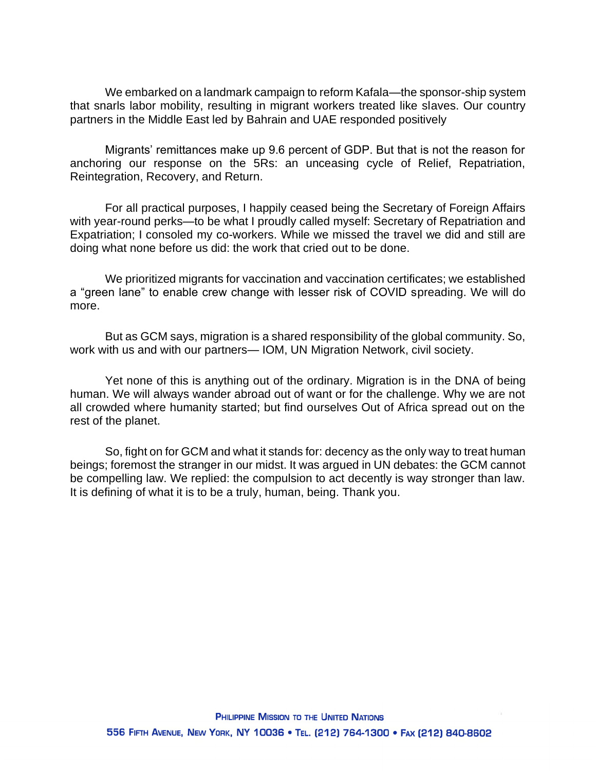We embarked on a landmark campaign to reform Kafala—the sponsor-ship system that snarls labor mobility, resulting in migrant workers treated like slaves. Our country partners in the Middle East led by Bahrain and UAE responded positively

Migrants' remittances make up 9.6 percent of GDP. But that is not the reason for anchoring our response on the 5Rs: an unceasing cycle of Relief, Repatriation, Reintegration, Recovery, and Return.

For all practical purposes, I happily ceased being the Secretary of Foreign Affairs with year-round perks—to be what I proudly called myself: Secretary of Repatriation and Expatriation; I consoled my co-workers. While we missed the travel we did and still are doing what none before us did: the work that cried out to be done.

We prioritized migrants for vaccination and vaccination certificates; we established a "green lane" to enable crew change with lesser risk of COVID spreading. We will do more.

But as GCM says, migration is a shared responsibility of the global community. So, work with us and with our partners— IOM, UN Migration Network, civil society.

Yet none of this is anything out of the ordinary. Migration is in the DNA of being human. We will always wander abroad out of want or for the challenge. Why we are not all crowded where humanity started; but find ourselves Out of Africa spread out on the rest of the planet.

So, fight on for GCM and what it stands for: decency as the only way to treat human beings; foremost the stranger in our midst. It was argued in UN debates: the GCM cannot be compelling law. We replied: the compulsion to act decently is way stronger than law. It is defining of what it is to be a truly, human, being. Thank you.

PHILIPPINE MISSION TO THE UNITED NATIONS

556 FIFTH AVENUE, NEW YORK, NY 10036 • TEL. (212) 764-1300 • FAX (212) 840-8602